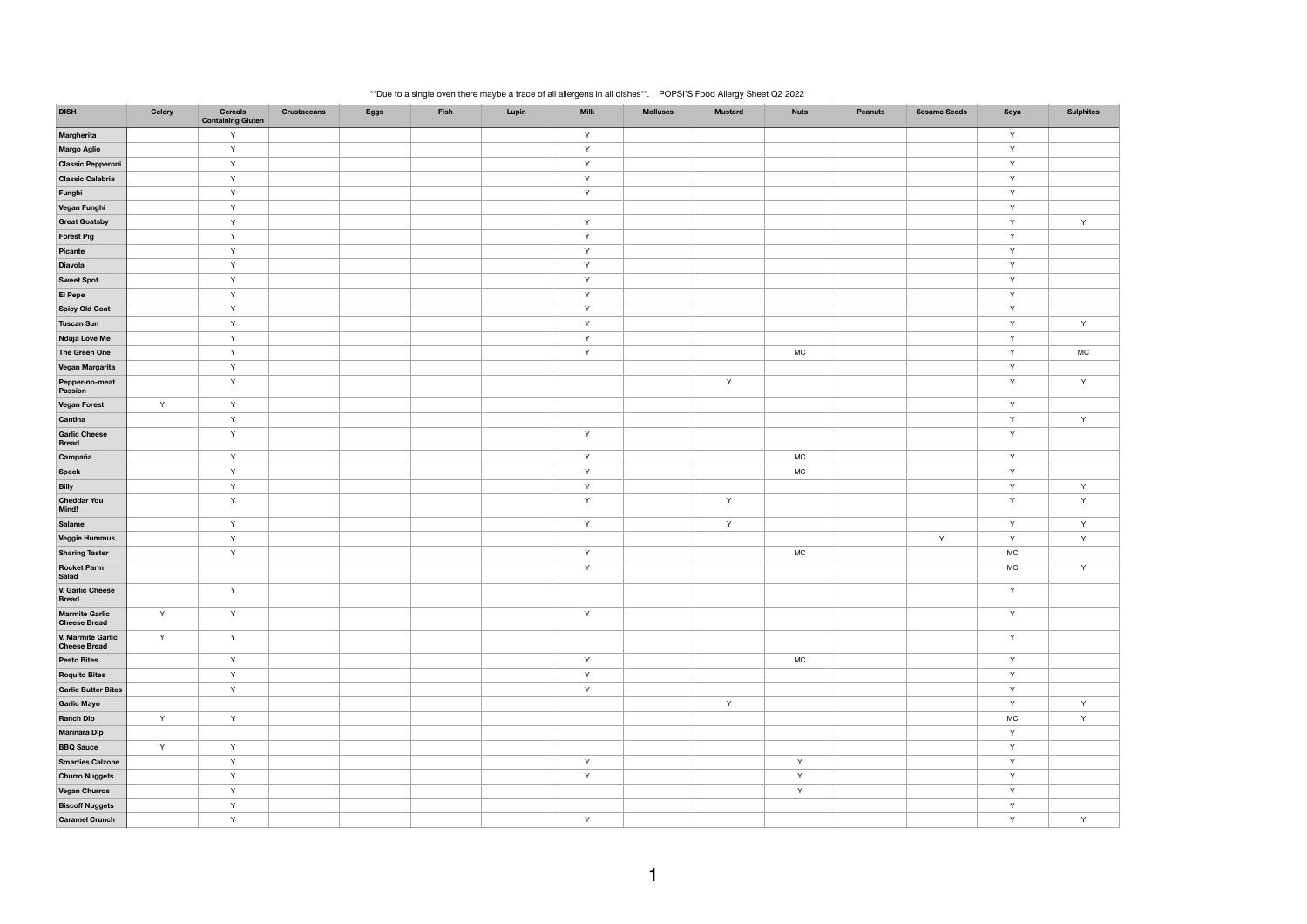**Due to a single oven there maybe a trace of all allergens in all dishes**. POPSI'S Food Allergy Sheet Q2 2022

| DISH | Celery | Cereals Containing Gluten | Crustaceans | Eggs | Fish | Lupin | Milk | Molluscs | Mustard | Nuts | Peanuts | Sesame Seeds | Soya | Sulphites |
|---|---|---|---|---|---|---|---|---|---|---|---|---|---|---|
| Margherita | | Y | | | | | Y | | | | | | Y | |
| Margo Aglio | | Y | | | | | Y | | | | | | Y | |
| Classic Pepperoni | | Y | | | | | Y | | | | | | Y | |
| Classic Calabria | | Y | | | | | Y | | | | | | Y | |
| Funghi | | Y | | | | | Y | | | | | | Y | |
| Vegan Funghi | | Y | | | | | | | | | | | Y | |
| Great Goatsby | | Y | | | | | Y | | | | | | Y | Y |
| Forest Pig | | Y | | | | | Y | | | | | | Y | |
| Picante | | Y | | | | | Y | | | | | | Y | |
| Diavola | | Y | | | | | Y | | | | | | Y | |
| Sweet Spot | | Y | | | | | Y | | | | | | Y | |
| El Pepe | | Y | | | | | Y | | | | | | Y | |
| Spicy Old Goat | | Y | | | | | Y | | | | | | Y | |
| Tuscan Sun | | Y | | | | | Y | | | | | | Y | Y |
| Nduja Love Me | | Y | | | | | Y | | | | | | Y | |
| The Green One | | Y | | | | | Y | | | MC | | | Y | MC |
| Vegan Margarita | | Y | | | | | | | | | | | Y | |
| Pepper-no-meat Passion | | Y | | | | | | | Y | | | | Y | Y |
| Vegan Forest | Y | Y | | | | | | | | | | | Y | |
| Cantina | | Y | | | | | | | | | | | Y | Y |
| Garlic Cheese Bread | | Y | | | | | Y | | | | | | Y | |
| Campaña | | Y | | | | | Y | | | MC | | | Y | |
| Speck | | Y | | | | | Y | | | MC | | | Y | |
| Billy | | Y | | | | | Y | | | | | | Y | Y |
| Cheddar You Mind! | | Y | | | | | Y | | Y | | | | Y | Y |
| Salame | | Y | | | | | Y | | Y | | | | Y | Y |
| Veggie Hummus | | Y | | | | | | | | | | Y | Y | Y |
| Sharing Taster | | Y | | | | | Y | | | MC | | | MC | |
| Rocket Parm Salad | | | | | | | Y | | | | | | MC | Y |
| V. Garlic Cheese Bread | | Y | | | | | | | | | | | Y | |
| Marmite Garlic Cheese Bread | Y | Y | | | | | Y | | | | | | Y | |
| V. Marmite Garlic Cheese Bread | Y | Y | | | | | | | | | | | Y | |
| Pesto Bites | | Y | | | | | Y | | | MC | | | Y | |
| Roquito Bites | | Y | | | | | Y | | | | | | Y | |
| Garlic Butter Bites | | Y | | | | | Y | | | | | | Y | |
| Garlic Mayo | | | | | | | | | Y | | | | Y | Y |
| Ranch Dip | Y | Y | | | | | | | | | | | MC | Y |
| Marinara Dip | | | | | | | | | | | | | Y | |
| BBQ Sauce | Y | Y | | | | | | | | | | | Y | |
| Smarties Calzone | | Y | | | | | Y | | | Y | | | Y | |
| Churro Nuggets | | Y | | | | | Y | | | Y | | | Y | |
| Vegan Churros | | Y | | | | | | | | Y | | | Y | |
| Biscoff Nuggets | | Y | | | | | | | | | | | Y | |
| Caramel Crunch | | Y | | | | | Y | | | | | | Y | Y |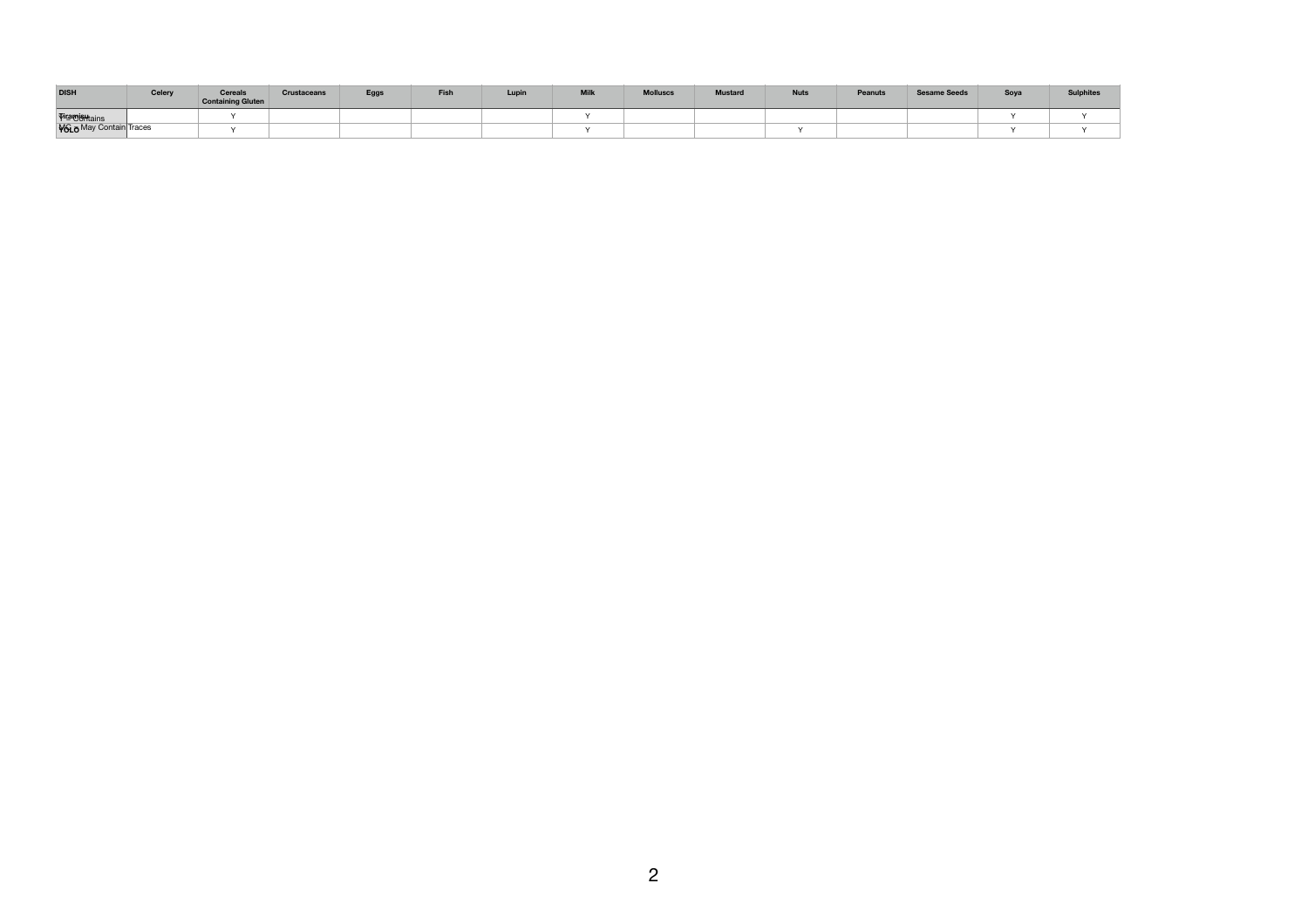| DISH | Celery | Cereals Containing Gluten | Crustaceans | Eggs | Fish | Lupin | Milk | Molluscs | Mustard | Nuts | Peanuts | Sesame Seeds | Soya | Sulphites |
|---|---|---|---|---|---|---|---|---|---|---|---|---|---|---|
| Tiramisu | | Y | | | | | Y | | | | | | Y | Y |
| YOLO | | Y | | | | | Y | | | Y | | | Y | Y |

Y = Contains
MC = May Contain Traces